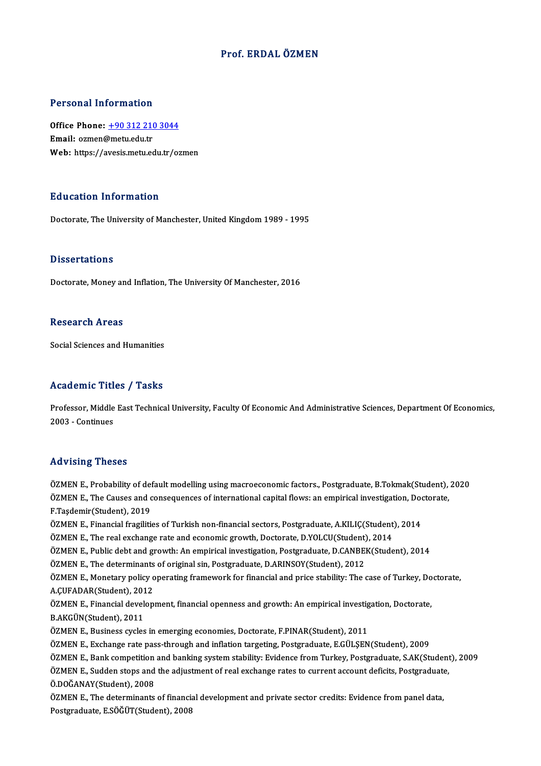# Prof. ERDAL ÖZMEN

## Personal Information

**Office Phone:** +90 312 210 3044
**Email:** ozmen@metu.edu.tr
**Web:** https://avesis.metu.edu.tr/ozmen

## Education Information

Doctorate, The University of Manchester, United Kingdom 1989 - 1995

## Dissertations

Doctorate, Money and Inflation, The University Of Manchester, 2016

## Research Areas

Social Sciences and Humanities

## Academic Titles / Tasks

Professor, Middle East Technical University, Faculty Of Economic And Administrative Sciences, Department Of Economics, 2003 - Continues

## Advising Theses

ÖZMEN E., Probability of default modelling using macroeconomic factors., Postgraduate, B.Tokmak(Student), 2020

ÖZMEN E., The Causes and consequences of international capital flows: an empirical investigation, Doctorate, F.Taşdemir(Student), 2019

ÖZMEN E., Financial fragilities of Turkish non-financial sectors, Postgraduate, A.KILIÇ(Student), 2014

ÖZMEN E., The real exchange rate and economic growth, Doctorate, D.YOLCU(Student), 2014

ÖZMEN E., Public debt and growth: An empirical investigation, Postgraduate, D.CANBEK(Student), 2014

ÖZMEN E., The determinants of original sin, Postgraduate, D.ARINSOY(Student), 2012

ÖZMEN E., Monetary policy operating framework for financial and price stability: The case of Turkey, Doctorate, A.ÇUFADAR(Student), 2012

ÖZMEN E., Financial development, financial openness and growth: An empirical investigation, Doctorate, B.AKGÜN(Student), 2011

ÖZMEN E., Business cycles in emerging economies, Doctorate, F.PINAR(Student), 2011

ÖZMEN E., Exchange rate pass-through and inflation targeting, Postgraduate, E.GÜLŞEN(Student), 2009

ÖZMEN E., Bank competition and banking system stability: Evidence from Turkey, Postgraduate, S.AK(Student), 2009

ÖZMEN E., Sudden stops and the adjustment of real exchange rates to current account deficits, Postgraduate, Ö.DOĞANAY(Student), 2008

ÖZMEN E., The determinants of financial development and private sector credits: Evidence from panel data, Postgraduate, E.SÖĞÜT(Student), 2008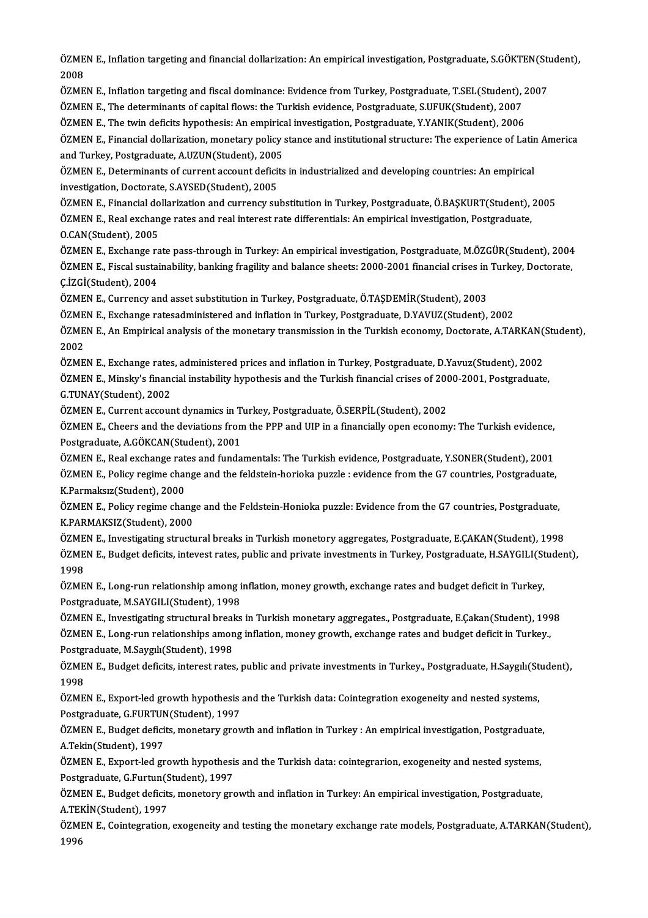ÖZMEN E., Inflation targeting and financial dollarization: An empirical investigation, Postgraduate, S.GÖKTEN(Student), 2008

ÖZMEN E., Inflation targeting and fiscal dominance: Evidence from Turkey, Postgraduate, T.SEL(Student), 2007

ÖZMEN E., The determinants of capital flows: the Turkish evidence, Postgraduate, S.UFUK(Student), 2007

ÖZMEN E., The twin deficits hypothesis: An empirical investigation, Postgraduate, Y.YANIK(Student), 2006

ÖZMEN E., Financial dollarization, monetary policy stance and institutional structure: The experience of Latin America and Turkey, Postgraduate, A.UZUN(Student), 2005

ÖZMEN E., Determinants of current account deficits in industrialized and developing countries: An empirical investigation, Doctorate, S.AYSED(Student), 2005

ÖZMEN E., Financial dollarization and currency substitution in Turkey, Postgraduate, Ö.BAŞKURT(Student), 2005

ÖZMEN E., Real exchange rates and real interest rate differentials: An empirical investigation, Postgraduate, O.CAN(Student), 2005

ÖZMEN E., Exchange rate pass-through in Turkey: An empirical investigation, Postgraduate, M.ÖZGÜR(Student), 2004

ÖZMEN E., Fiscal sustainability, banking fragility and balance sheets: 2000-2001 financial crises in Turkey, Doctorate, Ç.İZGİ(Student), 2004

ÖZMEN E., Currency and asset substitution in Turkey, Postgraduate, Ö.TAŞDEMİR(Student), 2003

ÖZMEN E., Exchange ratesadministered and inflation in Turkey, Postgraduate, D.YAVUZ(Student), 2002

ÖZMEN E., An Empirical analysis of the monetary transmission in the Turkish economy, Doctorate, A.TARKAN(Student), 2002

ÖZMEN E., Exchange rates, administered prices and inflation in Turkey, Postgraduate, D.Yavuz(Student), 2002

ÖZMEN E., Minsky's financial instability hypothesis and the Turkish financial crises of 2000-2001, Postgraduate, G.TUNAY(Student), 2002

ÖZMEN E., Current account dynamics in Turkey, Postgraduate, Ö.SERPİL(Student), 2002

ÖZMEN E., Cheers and the deviations from the PPP and UIP in a financially open economy: The Turkish evidence, Postgraduate, A.GÖKCAN(Student), 2001

ÖZMEN E., Real exchange rates and fundamentals: The Turkish evidence, Postgraduate, Y.SONER(Student), 2001

ÖZMEN E., Policy regime change and the feldstein-horioka puzzle : evidence from the G7 countries, Postgraduate, K.Parmaksız(Student), 2000

ÖZMEN E., Policy regime change and the Feldstein-Honioka puzzle: Evidence from the G7 countries, Postgraduate, K.PARMAKSIZ(Student), 2000

ÖZMEN E., Investigating structural breaks in Turkish monetory aggregates, Postgraduate, E.ÇAKAN(Student), 1998

ÖZMEN E., Budget deficits, intevest rates, public and private investments in Turkey, Postgraduate, H.SAYGILI(Student), 1998

ÖZMEN E., Long-run relationship among inflation, money growth, exchange rates and budget deficit in Turkey, Postgraduate, M.SAYGILI(Student), 1998

ÖZMEN E., Investigating structural breaks in Turkish monetary aggregates., Postgraduate, E.Çakan(Student), 1998

ÖZMEN E., Long-run relationships among inflation, money growth, exchange rates and budget deficit in Turkey., Postgraduate, M.Saygılı(Student), 1998

ÖZMEN E., Budget deficits, interest rates, public and private investments in Turkey., Postgraduate, H.Saygılı(Student), 1998

ÖZMEN E., Export-led growth hypothesis and the Turkish data: Cointegration exogeneity and nested systems, Postgraduate, G.FURTUN(Student), 1997

ÖZMEN E., Budget deficits, monetary growth and inflation in Turkey : An empirical investigation, Postgraduate, A.Tekin(Student), 1997

ÖZMEN E., Export-led growth hypothesis and the Turkish data: cointegrarion, exogeneity and nested systems, Postgraduate, G.Furtun(Student), 1997

ÖZMEN E., Budget deficits, monetory growth and inflation in Turkey: An empirical investigation, Postgraduate, A.TEKİN(Student), 1997

ÖZMEN E., Cointegration, exogeneity and testing the monetary exchange rate models, Postgraduate, A.TARKAN(Student), 1996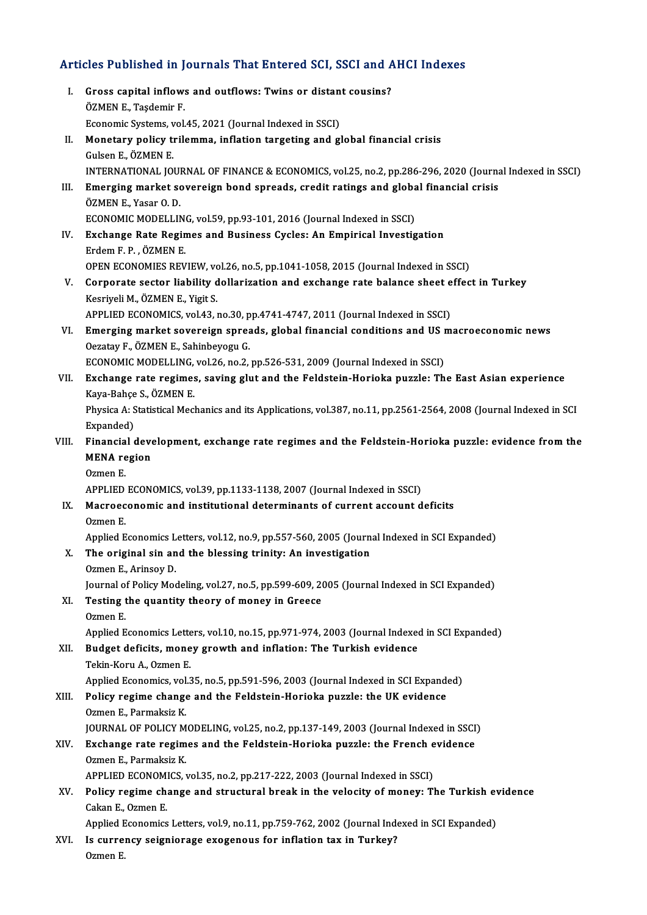## Articles Published in Journals That Entered SCI, SSCI and AHCI Indexes

I. **Gross capital inflows and outflows: Twins or distant cousins?**
ÖZMEN E., Taşdemir F.
Economic Systems, vol.45, 2021 (Journal Indexed in SSCI)

II. **Monetary policy trilemma, inflation targeting and global financial crisis**
Gulsen E., ÖZMEN E.
INTERNATIONAL JOURNAL OF FINANCE & ECONOMICS, vol.25, no.2, pp.286-296, 2020 (Journal Indexed in SSCI)

III. **Emerging market sovereign bond spreads, credit ratings and global financial crisis**
ÖZMEN E., Yasar O. D.
ECONOMIC MODELLING, vol.59, pp.93-101, 2016 (Journal Indexed in SSCI)

IV. **Exchange Rate Regimes and Business Cycles: An Empirical Investigation**
Erdem F. P. , ÖZMEN E.
OPEN ECONOMIES REVIEW, vol.26, no.5, pp.1041-1058, 2015 (Journal Indexed in SSCI)

V. **Corporate sector liability dollarization and exchange rate balance sheet effect in Turkey**
Kesriyeli M., ÖZMEN E., Yigit S.
APPLIED ECONOMICS, vol.43, no.30, pp.4741-4747, 2011 (Journal Indexed in SSCI)

VI. **Emerging market sovereign spreads, global financial conditions and US macroeconomic news**
Oezatay F., ÖZMEN E., Sahinbeyogu G.
ECONOMIC MODELLING, vol.26, no.2, pp.526-531, 2009 (Journal Indexed in SSCI)

VII. **Exchange rate regimes, saving glut and the Feldstein-Horioka puzzle: The East Asian experience**
Kaya-Bahçe S., ÖZMEN E.
Physica A: Statistical Mechanics and its Applications, vol.387, no.11, pp.2561-2564, 2008 (Journal Indexed in SCI Expanded)

VIII. **Financial development, exchange rate regimes and the Feldstein-Horioka puzzle: evidence from the MENA region**
Ozmen E.
APPLIED ECONOMICS, vol.39, pp.1133-1138, 2007 (Journal Indexed in SSCI)

IX. **Macroeconomic and institutional determinants of current account deficits**
Ozmen E.
Applied Economics Letters, vol.12, no.9, pp.557-560, 2005 (Journal Indexed in SCI Expanded)

X. **The original sin and the blessing trinity: An investigation**
Ozmen E., Arinsoy D.
Journal of Policy Modeling, vol.27, no.5, pp.599-609, 2005 (Journal Indexed in SCI Expanded)

XI. **Testing the quantity theory of money in Greece**
Ozmen E.
Applied Economics Letters, vol.10, no.15, pp.971-974, 2003 (Journal Indexed in SCI Expanded)

XII. **Budget deficits, money growth and inflation: The Turkish evidence**
Tekin-Koru A., Ozmen E.
Applied Economics, vol.35, no.5, pp.591-596, 2003 (Journal Indexed in SCI Expanded)

XIII. **Policy regime change and the Feldstein-Horioka puzzle: the UK evidence**
Ozmen E., Parmaksiz K.
JOURNAL OF POLICY MODELING, vol.25, no.2, pp.137-149, 2003 (Journal Indexed in SSCI)

XIV. **Exchange rate regimes and the Feldstein-Horioka puzzle: the French evidence**
Ozmen E., Parmaksiz K.
APPLIED ECONOMICS, vol.35, no.2, pp.217-222, 2003 (Journal Indexed in SSCI)

XV. **Policy regime change and structural break in the velocity of money: The Turkish evidence**
Cakan E., Ozmen E.
Applied Economics Letters, vol.9, no.11, pp.759-762, 2002 (Journal Indexed in SCI Expanded)

XVI. **Is currency seigniorage exogenous for inflation tax in Turkey?**
Ozmen E.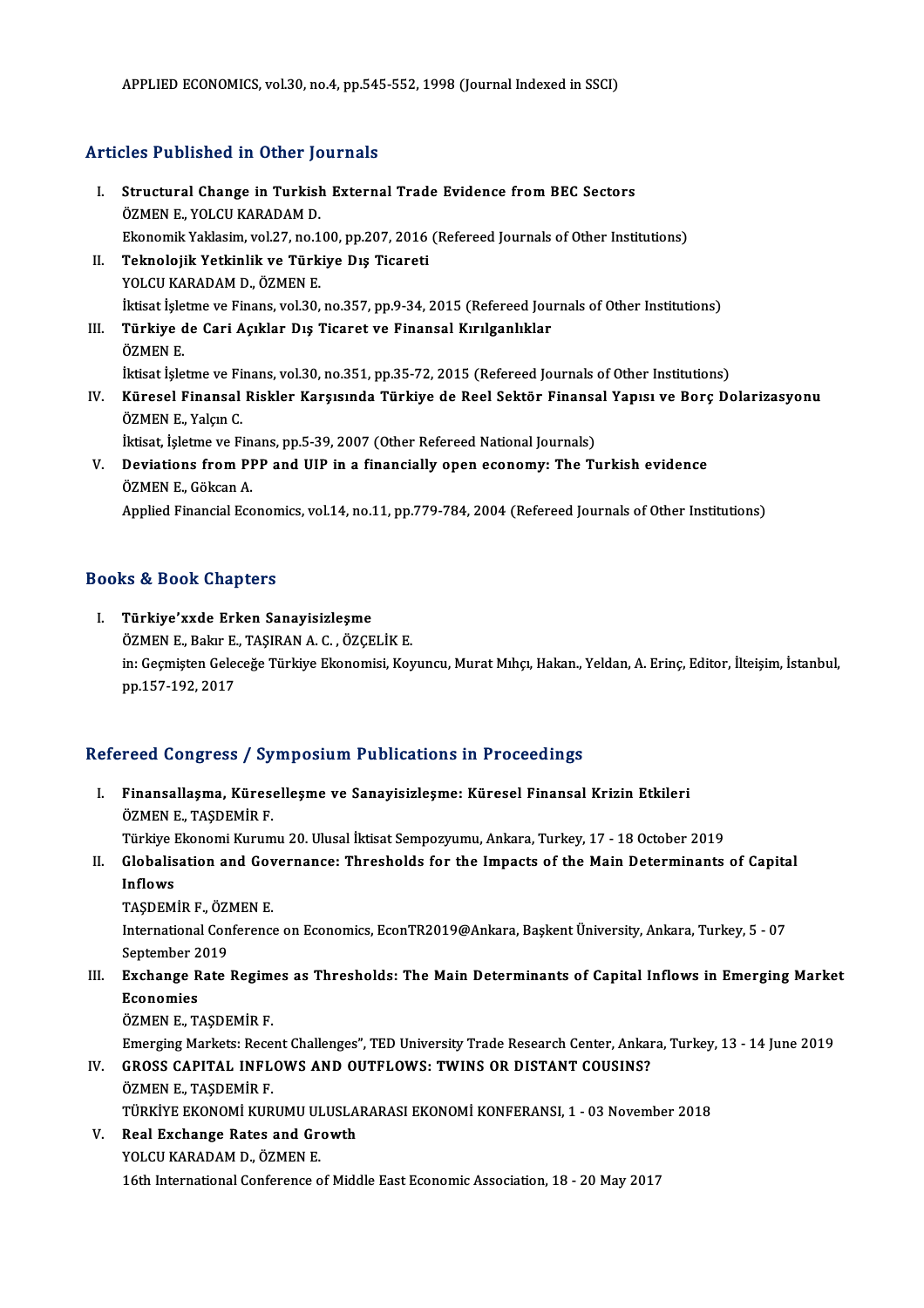APPLIED ECONOMICS, vol.30, no.4, pp.545-552, 1998 (Journal Indexed in SSCI)

## Articles Published in Other Journals

I. **Structural Change in Turkish External Trade Evidence from BEC Sectors**
   ÖZMEN E., YOLCU KARADAM D.
   Ekonomik Yaklasim, vol.27, no.100, pp.207, 2016 (Refereed Journals of Other Institutions)
II. **Teknolojik Yetkinlik ve Türkiye Dış Ticareti**
   YOLCU KARADAM D., ÖZMEN E.
   İktisat İşletme ve Finans, vol.30, no.357, pp.9-34, 2015 (Refereed Journals of Other Institutions)
III. **Türkiye de Cari Açıklar Dış Ticaret ve Finansal Kırılganlıklar**
   ÖZMEN E.
   İktisat İşletme ve Finans, vol.30, no.351, pp.35-72, 2015 (Refereed Journals of Other Institutions)
IV. **Küresel Finansal Riskler Karşısında Türkiye de Reel Sektör Finansal Yapısı ve Borç Dolarizasyonu**
   ÖZMEN E., Yalçın C.
   İktisat, İşletme ve Finans, pp.5-39, 2007 (Other Refereed National Journals)
V. **Deviations from PPP and UIP in a financially open economy: The Turkish evidence**
   ÖZMEN E., Gökcan A.
   Applied Financial Economics, vol.14, no.11, pp.779-784, 2004 (Refereed Journals of Other Institutions)

## Books & Book Chapters

I. **Türkiye'xxde Erken Sanayisizleşme**
   ÖZMEN E., Bakır E., TAŞIRAN A. C. , ÖZÇELİK E.
   in: Geçmişten Geleceğe Türkiye Ekonomisi, Koyuncu, Murat Mıhçı, Hakan., Yeldan, A. Erinç, Editor, İlteişim, İstanbul, pp.157-192, 2017

## Refereed Congress / Symposium Publications in Proceedings

I. **Finansallaşma, Küreselleşme ve Sanayisizleşme: Küresel Finansal Krizin Etkileri**
   ÖZMEN E., TAŞDEMİR F.
   Türkiye Ekonomi Kurumu 20. Ulusal İktisat Sempozyumu, Ankara, Turkey, 17 - 18 October 2019
II. **Globalisation and Governance: Thresholds for the Impacts of the Main Determinants of Capital Inflows**
   TAŞDEMİR F., ÖZMEN E.
   International Conference on Economics, EconTR2019@Ankara, Başkent Üniversity, Ankara, Turkey, 5 - 07 September 2019
III. **Exchange Rate Regimes as Thresholds: The Main Determinants of Capital Inflows in Emerging Market Economies**
   ÖZMEN E., TAŞDEMİR F.
   Emerging Markets: Recent Challenges", TED University Trade Research Center, Ankara, Turkey, 13 - 14 June 2019
IV. **GROSS CAPITAL INFLOWS AND OUTFLOWS: TWINS OR DISTANT COUSINS?**
   ÖZMEN E., TAŞDEMİR F.
   TÜRKİYE EKONOMİ KURUMU ULUSLARARASI EKONOMİ KONFERANSI, 1 - 03 November 2018
V. **Real Exchange Rates and Growth**
   YOLCU KARADAM D., ÖZMEN E.
   16th International Conference of Middle East Economic Association, 18 - 20 May 2017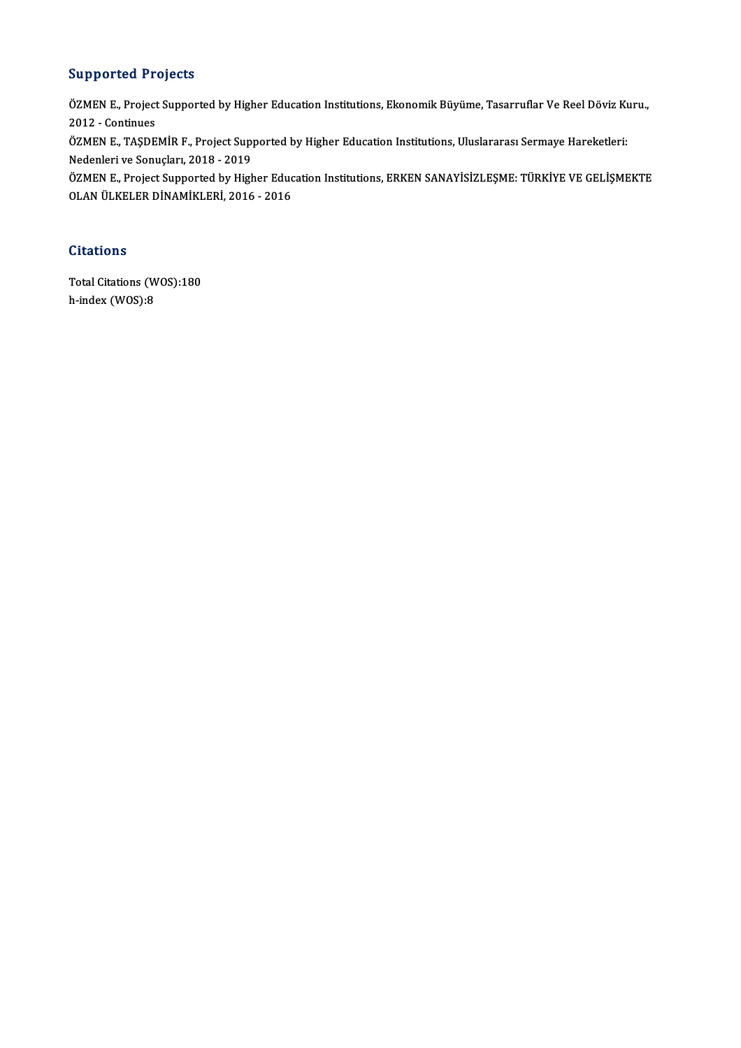## Supported Projects

ÖZMEN E., Project Supported by Higher Education Institutions, Ekonomik Büyüme, Tasarruflar Ve Reel Döviz Kuru., 2012 - Continues

ÖZMEN E., TAŞDEMİR F., Project Supported by Higher Education Institutions, Uluslararası Sermaye Hareketleri: Nedenleri ve Sonuçları, 2018 - 2019

ÖZMEN E., Project Supported by Higher Education Institutions, ERKEN SANAYİSİZLEŞME: TÜRKİYE VE GELİŞMEKTE OLAN ÜLKELER DİNAMİKLERİ, 2016 - 2016

## Citations

Total Citations (WOS):180

h-index (WOS):8